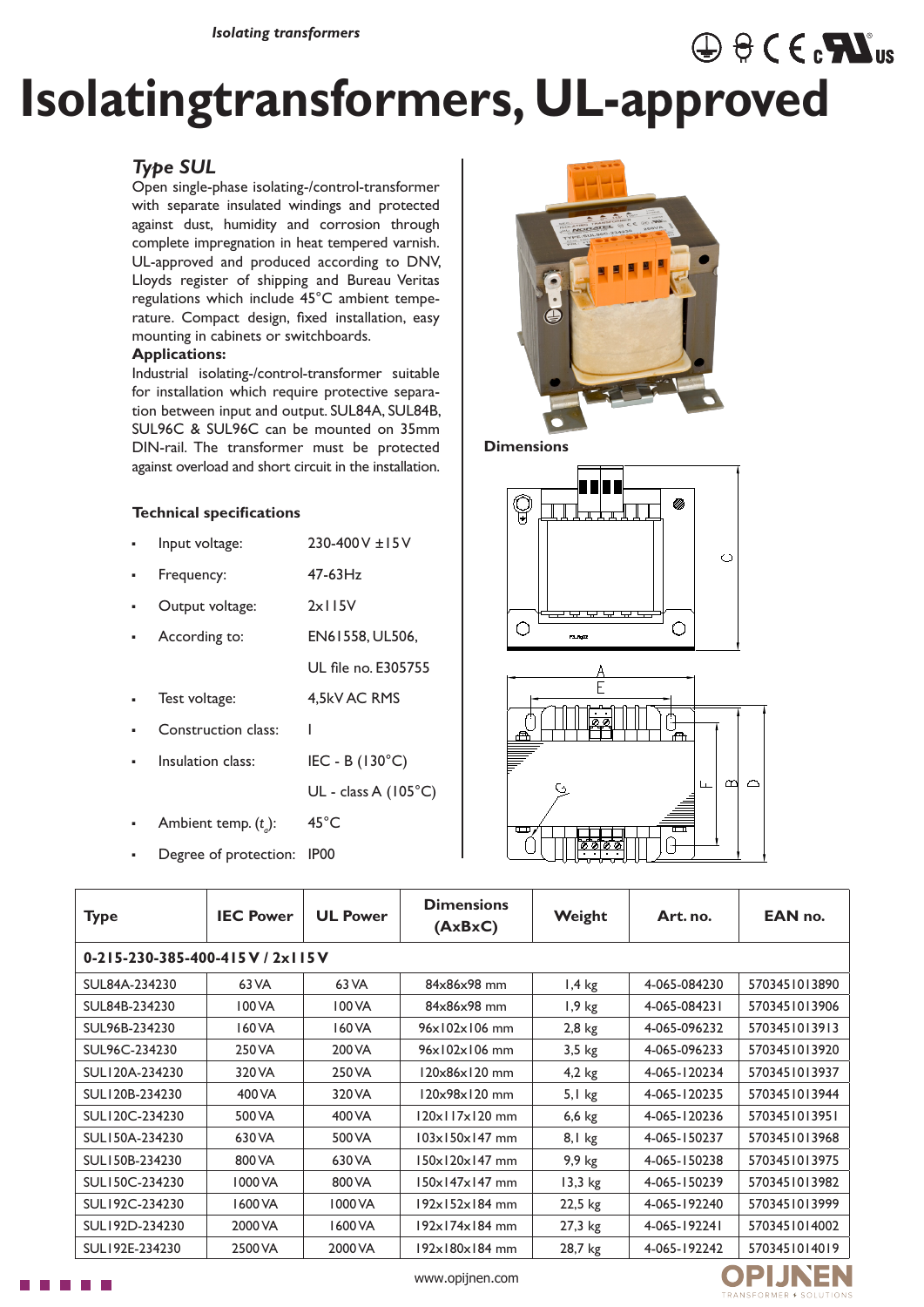# Isolatingtransformers, UL-approved

### *Type SUL*

Open single-phase isolating-/control-transformer with separate insulated windings and protected against dust, humidity and corrosion through complete impregnation in heat tempered varnish. UL-approved and produced according to DNV, Lloyds register of shipping and Bureau Veritas regulations which include 45°C ambient temperature. Compact design, fixed installation, easy mounting in cabinets or switchboards.

**Applications:**

Industrial isolating-/control-transformer suitable for installation which require protective separation between input and output. SUL84A, SUL84B, SUL96C & SUL96C can be mounted on 35mm DIN-rail. The transformer must be protected against overload and short circuit in the installation.

**Technical specifications**

- Input voltage: 230-400 V ±15 V
- Frequency: 47-63Hz
- Output voltage: 2x115V
- According to: EN61558, UL506, UL file no. E305755
- Test voltage: 4,5kV AC RMS
- Construction class: I
- Insulation class: IEC - B (130°C), UL - class A (105°C)
- Ambient temp. ($t_a$): 45°C
- Degree of protection: IP00

**Dimensions**

| Type | IEC Power | UL Power | Dimensions (AxBxC) | Weight | Art. no. | EAN no. |
|---|---|---|---|---|---|---|
| **0-215-230-385-400-415 V / 2x115 V** | | | | | | |
| SUL84A-234230 | 63 VA | 63 VA | 84x86x98 mm | 1,4 kg | 4-065-084230 | 5703451013890 |
| SUL84B-234230 | 100 VA | 100 VA | 84x86x98 mm | 1,9 kg | 4-065-084231 | 5703451013906 |
| SUL96B-234230 | 160 VA | 160 VA | 96x102x106 mm | 2,8 kg | 4-065-096232 | 5703451013913 |
| SUL96C-234230 | 250 VA | 200 VA | 96x102x106 mm | 3,5 kg | 4-065-096233 | 5703451013920 |
| SUL120A-234230 | 320 VA | 250 VA | 120x86x120 mm | 4,2 kg | 4-065-120234 | 5703451013937 |
| SUL120B-234230 | 400 VA | 320 VA | 120x98x120 mm | 5,1 kg | 4-065-120235 | 5703451013944 |
| SUL120C-234230 | 500 VA | 400 VA | 120x117x120 mm | 6,6 kg | 4-065-120236 | 5703451013951 |
| SUL150A-234230 | 630 VA | 500 VA | 103x150x147 mm | 8,1 kg | 4-065-150237 | 5703451013968 |
| SUL150B-234230 | 800 VA | 630 VA | 150x120x147 mm | 9,9 kg | 4-065-150238 | 5703451013975 |
| SUL150C-234230 | 1000 VA | 800 VA | 150x147x147 mm | 13,3 kg | 4-065-150239 | 5703451013982 |
| SUL192C-234230 | 1600 VA | 1000 VA | 192x152x184 mm | 22,5 kg | 4-065-192240 | 5703451013999 |
| SUL192D-234230 | 2000 VA | 1600 VA | 192x174x184 mm | 27,3 kg | 4-065-192241 | 5703451014002 |
| SUL192E-234230 | 2500 VA | 2000 VA | 192x180x184 mm | 28,7 kg | 4-065-192242 | 5703451014019 |

www.opijnen.com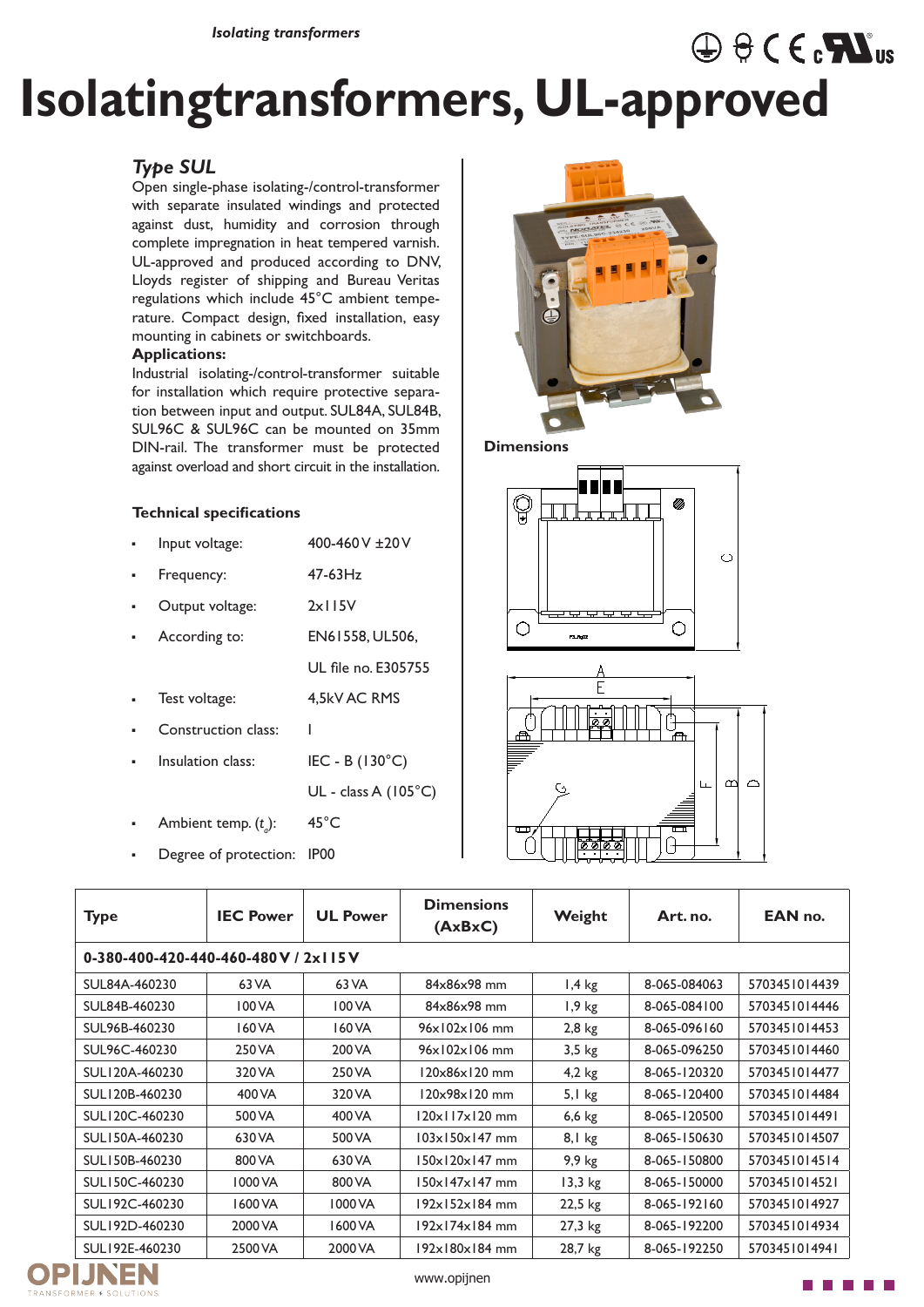# Isolatingtransformers, UL-approved

## *Type SUL*

Open single-phase isolating-/control-transformer with separate insulated windings and protected against dust, humidity and corrosion through complete impregnation in heat tempered varnish. UL-approved and produced according to DNV, Lloyds register of shipping and Bureau Veritas regulations which include 45°C ambient temperature. Compact design, fixed installation, easy mounting in cabinets or switchboards.

**Applications:**

Industrial isolating-/control-transformer suitable for installation which require protective separation between input and output. SUL84A, SUL84B, SUL96C & SUL96C can be mounted on 35mm DIN-rail. The transformer must be protected against overload and short circuit in the installation.

### Technical specifications

- Input voltage: 400-460 V ±20 V
- Frequency: 47-63Hz
- Output voltage: 2x115V
- According to: EN61558, UL506, UL file no. E305755
- Test voltage: 4,5kV AC RMS
- Construction class: I
- Insulation class: IEC - B (130°C) UL - class A (105°C)
- Ambient temp. ($t_a$): 45°C
- Degree of protection: IP00

**Dimensions**

| Type | IEC Power | UL Power | Dimensions (AxBxC) | Weight | Art. no. | EAN no. |
|---|---|---|---|---|---|---|
| **0-380-400-420-440-460-480 V / 2x115 V** | | | | | | |
| SUL84A-460230 | 63 VA | 63 VA | 84x86x98 mm | 1,4 kg | 8-065-084063 | 5703451014439 |
| SUL84B-460230 | 100 VA | 100 VA | 84x86x98 mm | 1,9 kg | 8-065-084100 | 5703451014446 |
| SUL96B-460230 | 160 VA | 160 VA | 96x102x106 mm | 2,8 kg | 8-065-096160 | 5703451014453 |
| SUL96C-460230 | 250 VA | 200 VA | 96x102x106 mm | 3,5 kg | 8-065-096250 | 5703451014460 |
| SUL120A-460230 | 320 VA | 250 VA | 120x86x120 mm | 4,2 kg | 8-065-120320 | 5703451014477 |
| SUL120B-460230 | 400 VA | 320 VA | 120x98x120 mm | 5,1 kg | 8-065-120400 | 5703451014484 |
| SUL120C-460230 | 500 VA | 400 VA | 120x117x120 mm | 6,6 kg | 8-065-120500 | 5703451014491 |
| SUL150A-460230 | 630 VA | 500 VA | 103x150x147 mm | 8,1 kg | 8-065-150630 | 5703451014507 |
| SUL150B-460230 | 800 VA | 630 VA | 150x120x147 mm | 9,9 kg | 8-065-150800 | 5703451014514 |
| SUL150C-460230 | 1000 VA | 800 VA | 150x147x147 mm | 13,3 kg | 8-065-150000 | 5703451014521 |
| SUL192C-460230 | 1600 VA | 1000 VA | 192x152x184 mm | 22,5 kg | 8-065-192160 | 5703451014927 |
| SUL192D-460230 | 2000 VA | 1600 VA | 192x174x184 mm | 27,3 kg | 8-065-192200 | 5703451014934 |
| SUL192E-460230 | 2500 VA | 2000 VA | 192x180x184 mm | 28,7 kg | 8-065-192250 | 5703451014941 |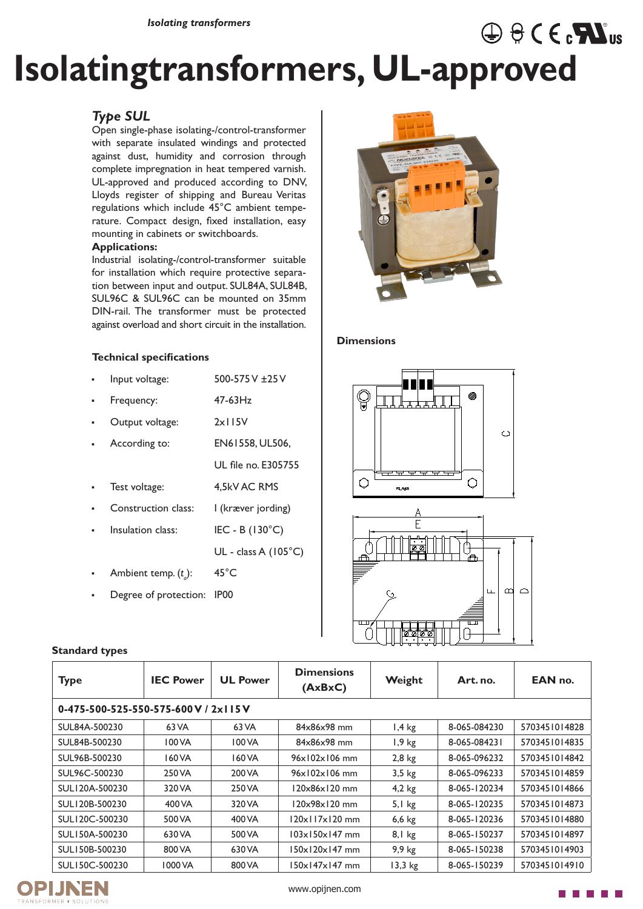# Isolatingtransformers, UL-approved

## *Type SUL*

Open single-phase isolating-/control-transformer with separate insulated windings and protected against dust, humidity and corrosion through complete impregnation in heat tempered varnish. UL-approved and produced according to DNV, Lloyds register of shipping and Bureau Veritas regulations which include 45°C ambient temperature. Compact design, fixed installation, easy mounting in cabinets or switchboards.

**Applications:**

Industrial isolating-/control-transformer suitable for installation which require protective separation between input and output. SUL84A, SUL84B, SUL96C & SUL96C can be mounted on 35mm DIN-rail. The transformer must be protected against overload and short circuit in the installation.

### Technical specifications

- Input voltage: 500-575 V ±25 V
- Frequency: 47-63Hz
- Output voltage: 2x115V
- According to: EN61558, UL506, UL file no. E305755
- Test voltage: 4,5kV AC RMS
- Construction class: I (kræver jording)
- Insulation class: IEC - B (130°C), UL - class A (105°C)
- Ambient temp. ($t_a$): 45°C
- Degree of protection: IP00

### Dimensions

### Standard types

| Type | IEC Power | UL Power | Dimensions (AxBxC) | Weight | Art. no. | EAN no. |
|---|---|---|---|---|---|---|
| **0-475-500-525-550-575-600 V / 2x115 V** | | | | | | |
| SUL84A-500230 | 63 VA | 63 VA | 84x86x98 mm | 1,4 kg | 8-065-084230 | 5703451014828 |
| SUL84B-500230 | 100 VA | 100 VA | 84x86x98 mm | 1,9 kg | 8-065-084231 | 5703451014835 |
| SUL96B-500230 | 160 VA | 160 VA | 96x102x106 mm | 2,8 kg | 8-065-096232 | 5703451014842 |
| SUL96C-500230 | 250 VA | 200 VA | 96x102x106 mm | 3,5 kg | 8-065-096233 | 5703451014859 |
| SUL120A-500230 | 320 VA | 250 VA | 120x86x120 mm | 4,2 kg | 8-065-120234 | 5703451014866 |
| SUL120B-500230 | 400 VA | 320 VA | 120x98x120 mm | 5,1 kg | 8-065-120235 | 5703451014873 |
| SUL120C-500230 | 500 VA | 400 VA | 120x117x120 mm | 6,6 kg | 8-065-120236 | 5703451014880 |
| SUL150A-500230 | 630 VA | 500 VA | 103x150x147 mm | 8,1 kg | 8-065-150237 | 5703451014897 |
| SUL150B-500230 | 800 VA | 630 VA | 150x120x147 mm | 9,9 kg | 8-065-150238 | 5703451014903 |
| SUL150C-500230 | 1000 VA | 800 VA | 150x147x147 mm | 13,3 kg | 8-065-150239 | 5703451014910 |

www.opijnen.com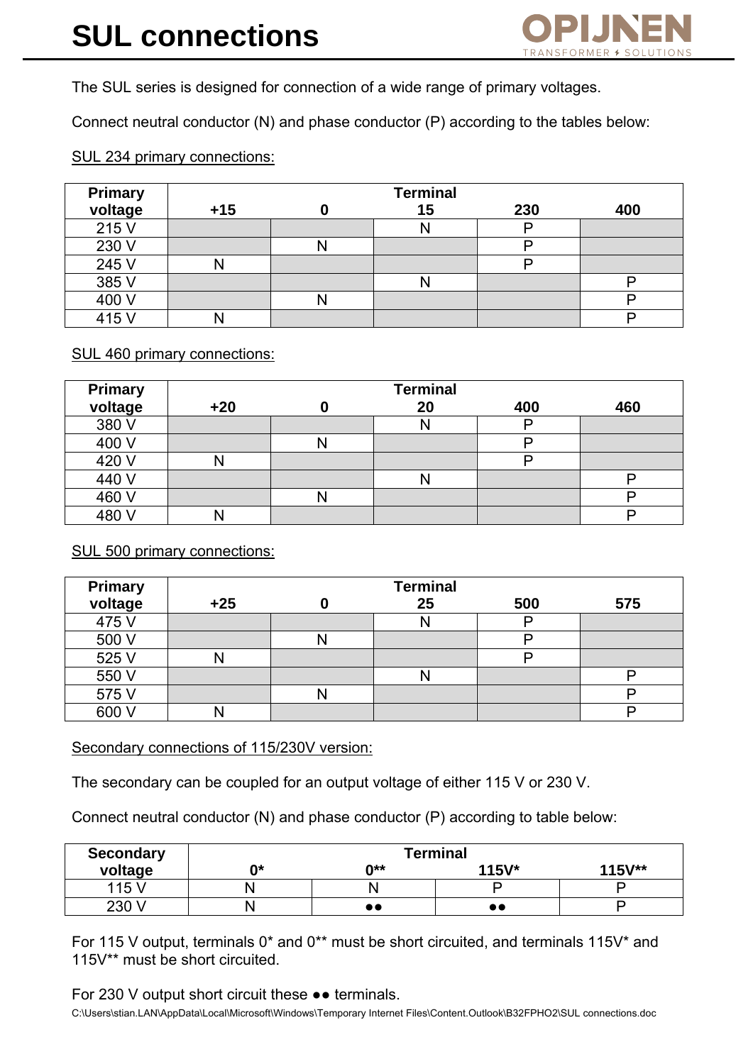# SUL connections

The SUL series is designed for connection of a wide range of primary voltages.

Connect neutral conductor (N) and phase conductor (P) according to the tables below:

SUL 234 primary connections:

| Primary voltage | Terminal +15 | 0 | 15 | 230 | 400 |
|---|---|---|---|---|---|
| 215 V | | | N | P | |
| 230 V | | N | | P | |
| 245 V | N | | | P | |
| 385 V | | | N | | P |
| 400 V | | N | | | P |
| 415 V | N | | | | P |

SUL 460 primary connections:

| Primary voltage | Terminal +20 | 0 | 20 | 400 | 460 |
|---|---|---|---|---|---|
| 380 V | | | N | P | |
| 400 V | | N | | P | |
| 420 V | N | | | P | |
| 440 V | | | N | | P |
| 460 V | | N | | | P |
| 480 V | N | | | | P |

SUL 500 primary connections:

| Primary voltage | Terminal +25 | 0 | 25 | 500 | 575 |
|---|---|---|---|---|---|
| 475 V | | | N | P | |
| 500 V | | N | | P | |
| 525 V | N | | | P | |
| 550 V | | | N | | P |
| 575 V | | N | | | P |
| 600 V | N | | | | P |

Secondary connections of 115/230V version:

The secondary can be coupled for an output voltage of either 115 V or 230 V.

Connect neutral conductor (N) and phase conductor (P) according to table below:

| Secondary voltage | Terminal 0* | 0** | 115V* | 115V** |
|---|---|---|---|---|
| 115 V | N | N | P | P |
| 230 V | N | ●● | ●● | P |

For 115 V output, terminals 0* and 0** must be short circuited, and terminals 115V* and 115V** must be short circuited.

For 230 V output short circuit these ●● terminals.

C:\Users\stian.LAN\AppData\Local\Microsoft\Windows\Temporary Internet Files\Content.Outlook\B32FPHO2\SUL connections.doc